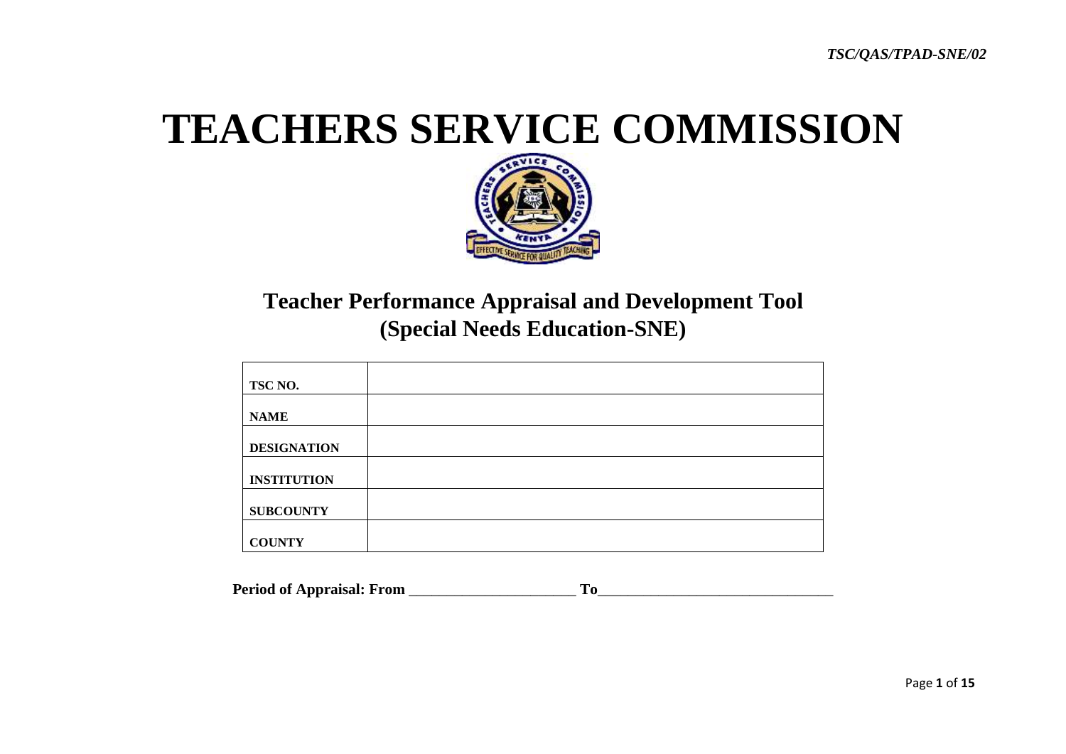*TSC/QAS/TPAD-SNE/02*

# TEACHERS SERVICE COMMISSION

## Teacher Performance Appraisal and Development Tool (Special Needs Education-SNE)

| | |
|---|---|
| **TSC NO.** | |
| **NAME** | |
| **DESIGNATION** | |
| **INSTITUTION** | |
| **SUBCOUNTY** | |
| **COUNTY** | |

**Period of Appraisal: From** _______________________ **To**________________________________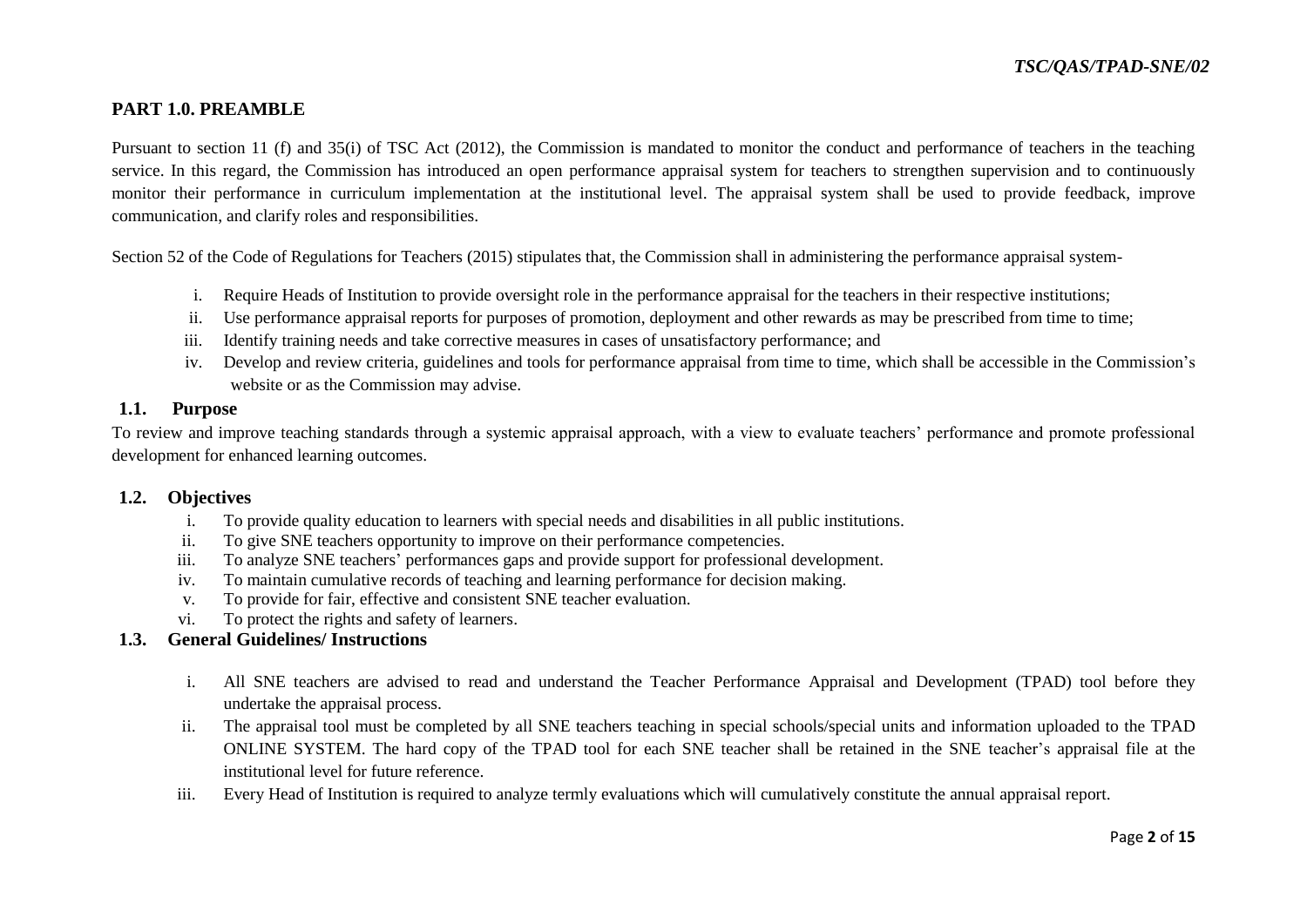## PART 1.0. PREAMBLE

Pursuant to section 11 (f) and 35(i) of TSC Act (2012), the Commission is mandated to monitor the conduct and performance of teachers in the teaching service. In this regard, the Commission has introduced an open performance appraisal system for teachers to strengthen supervision and to continuously monitor their performance in curriculum implementation at the institutional level. The appraisal system shall be used to provide feedback, improve communication, and clarify roles and responsibilities.

Section 52 of the Code of Regulations for Teachers (2015) stipulates that, the Commission shall in administering the performance appraisal system-

i. Require Heads of Institution to provide oversight role in the performance appraisal for the teachers in their respective institutions;
ii. Use performance appraisal reports for purposes of promotion, deployment and other rewards as may be prescribed from time to time;
iii. Identify training needs and take corrective measures in cases of unsatisfactory performance; and
iv. Develop and review criteria, guidelines and tools for performance appraisal from time to time, which shall be accessible in the Commission's website or as the Commission may advise.

### 1.1. Purpose

To review and improve teaching standards through a systemic appraisal approach, with a view to evaluate teachers' performance and promote professional development for enhanced learning outcomes.

### 1.2. Objectives

i. To provide quality education to learners with special needs and disabilities in all public institutions.
ii. To give SNE teachers opportunity to improve on their performance competencies.
iii. To analyze SNE teachers' performances gaps and provide support for professional development.
iv. To maintain cumulative records of teaching and learning performance for decision making.
v. To provide for fair, effective and consistent SNE teacher evaluation.
vi. To protect the rights and safety of learners.

### 1.3. General Guidelines/ Instructions

i. All SNE teachers are advised to read and understand the Teacher Performance Appraisal and Development (TPAD) tool before they undertake the appraisal process.
ii. The appraisal tool must be completed by all SNE teachers teaching in special schools/special units and information uploaded to the TPAD ONLINE SYSTEM. The hard copy of the TPAD tool for each SNE teacher shall be retained in the SNE teacher's appraisal file at the institutional level for future reference.
iii. Every Head of Institution is required to analyze termly evaluations which will cumulatively constitute the annual appraisal report.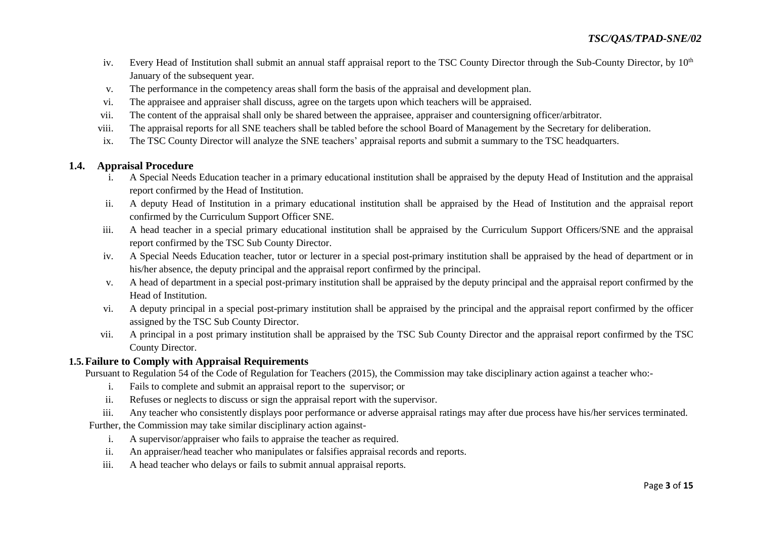iv. Every Head of Institution shall submit an annual staff appraisal report to the TSC County Director through the Sub-County Director, by 10th January of the subsequent year.

v. The performance in the competency areas shall form the basis of the appraisal and development plan.

vi. The appraisee and appraiser shall discuss, agree on the targets upon which teachers will be appraised.

vii. The content of the appraisal shall only be shared between the appraisee, appraiser and countersigning officer/arbitrator.

viii. The appraisal reports for all SNE teachers shall be tabled before the school Board of Management by the Secretary for deliberation.

ix. The TSC County Director will analyze the SNE teachers' appraisal reports and submit a summary to the TSC headquarters.

## 1.4. Appraisal Procedure

i. A Special Needs Education teacher in a primary educational institution shall be appraised by the deputy Head of Institution and the appraisal report confirmed by the Head of Institution.

ii. A deputy Head of Institution in a primary educational institution shall be appraised by the Head of Institution and the appraisal report confirmed by the Curriculum Support Officer SNE.

iii. A head teacher in a special primary educational institution shall be appraised by the Curriculum Support Officers/SNE and the appraisal report confirmed by the TSC Sub County Director.

iv. A Special Needs Education teacher, tutor or lecturer in a special post-primary institution shall be appraised by the head of department or in his/her absence, the deputy principal and the appraisal report confirmed by the principal.

v. A head of department in a special post-primary institution shall be appraised by the deputy principal and the appraisal report confirmed by the Head of Institution.

vi. A deputy principal in a special post-primary institution shall be appraised by the principal and the appraisal report confirmed by the officer assigned by the TSC Sub County Director.

vii. A principal in a post primary institution shall be appraised by the TSC Sub County Director and the appraisal report confirmed by the TSC County Director.

## 1.5. Failure to Comply with Appraisal Requirements

Pursuant to Regulation 54 of the Code of Regulation for Teachers (2015), the Commission may take disciplinary action against a teacher who:-

i. Fails to complete and submit an appraisal report to the supervisor; or

ii. Refuses or neglects to discuss or sign the appraisal report with the supervisor.

iii. Any teacher who consistently displays poor performance or adverse appraisal ratings may after due process have his/her services terminated.

Further, the Commission may take similar disciplinary action against-

i. A supervisor/appraiser who fails to appraise the teacher as required.

ii. An appraiser/head teacher who manipulates or falsifies appraisal records and reports.

iii. A head teacher who delays or fails to submit annual appraisal reports.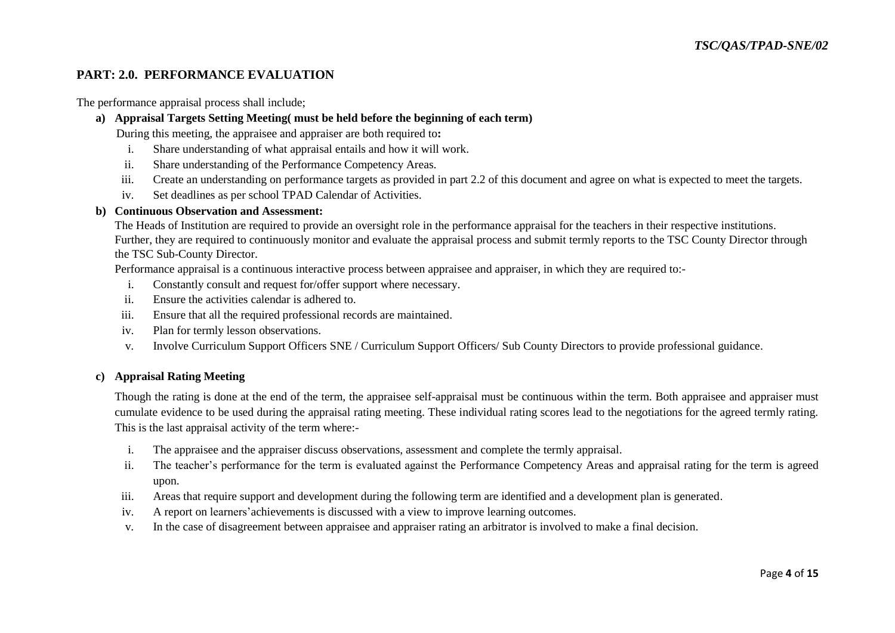## PART: 2.0. PERFORMANCE EVALUATION

The performance appraisal process shall include;

**a) Appraisal Targets Setting Meeting( must be held before the beginning of each term)**

During this meeting, the appraisee and appraiser are both required to**:**

1. Share understanding of what appraisal entails and how it will work.
2. Share understanding of the Performance Competency Areas.
3. Create an understanding on performance targets as provided in part 2.2 of this document and agree on what is expected to meet the targets.
4. Set deadlines as per school TPAD Calendar of Activities.

**b) Continuous Observation and Assessment:**

The Heads of Institution are required to provide an oversight role in the performance appraisal for the teachers in their respective institutions. Further, they are required to continuously monitor and evaluate the appraisal process and submit termly reports to the TSC County Director through the TSC Sub-County Director.

Performance appraisal is a continuous interactive process between appraisee and appraiser, in which they are required to:-

1. Constantly consult and request for/offer support where necessary.
2. Ensure the activities calendar is adhered to.
3. Ensure that all the required professional records are maintained.
4. Plan for termly lesson observations.
5. Involve Curriculum Support Officers SNE / Curriculum Support Officers/ Sub County Directors to provide professional guidance.

**c) Appraisal Rating Meeting**

Though the rating is done at the end of the term, the appraisee self-appraisal must be continuous within the term. Both appraisee and appraiser must cumulate evidence to be used during the appraisal rating meeting. These individual rating scores lead to the negotiations for the agreed termly rating. This is the last appraisal activity of the term where:-

1. The appraisee and the appraiser discuss observations, assessment and complete the termly appraisal.
2. The teacher's performance for the term is evaluated against the Performance Competency Areas and appraisal rating for the term is agreed upon.
3. Areas that require support and development during the following term are identified and a development plan is generated.
4. A report on learners'achievements is discussed with a view to improve learning outcomes.
5. In the case of disagreement between appraisee and appraiser rating an arbitrator is involved to make a final decision.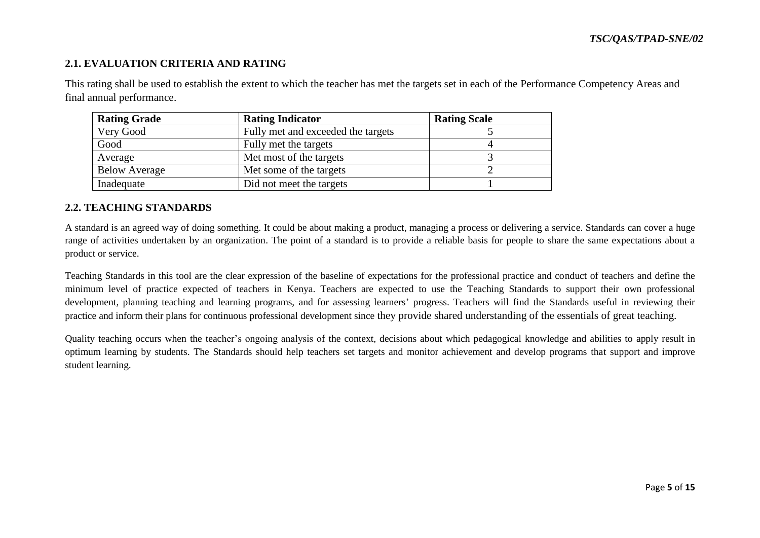## 2.1. EVALUATION CRITERIA AND RATING

This rating shall be used to establish the extent to which the teacher has met the targets set in each of the Performance Competency Areas and final annual performance.

| Rating Grade | Rating Indicator | Rating Scale |
|---|---|---|
| Very Good | Fully met and exceeded the targets | 5 |
| Good | Fully met the targets | 4 |
| Average | Met most of the targets | 3 |
| Below Average | Met some of the targets | 2 |
| Inadequate | Did not meet the targets | 1 |

## 2.2. TEACHING STANDARDS

A standard is an agreed way of doing something. It could be about making a product, managing a process or delivering a service. Standards can cover a huge range of activities undertaken by an organization. The point of a standard is to provide a reliable basis for people to share the same expectations about a product or service.

Teaching Standards in this tool are the clear expression of the baseline of expectations for the professional practice and conduct of teachers and define the minimum level of practice expected of teachers in Kenya. Teachers are expected to use the Teaching Standards to support their own professional development, planning teaching and learning programs, and for assessing learners' progress. Teachers will find the Standards useful in reviewing their practice and inform their plans for continuous professional development since they provide shared understanding of the essentials of great teaching.

Quality teaching occurs when the teacher's ongoing analysis of the context, decisions about which pedagogical knowledge and abilities to apply result in optimum learning by students. The Standards should help teachers set targets and monitor achievement and develop programs that support and improve student learning.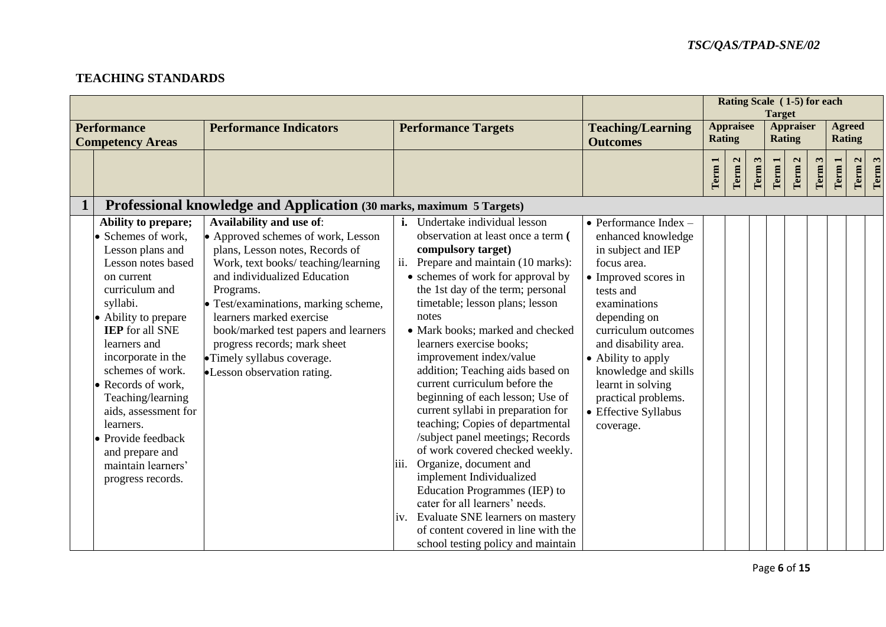## TEACHING STANDARDS

| | Performance Competency Areas | Performance Indicators | Performance Targets | Teaching/Learning Outcomes | Rating Scale (1-5) for each Target | | | | | | | | |
|---|---|---|---|---|---|---|---|---|---|---|---|---|---|
| | | | | | Appraisee Rating | | | Appraiser Rating | | | Agreed Rating | | |
| | | | | | Term 1 | Term 2 | Term 3 | Term 1 | Term 2 | Term 3 | Term 1 | Term 2 | Term 3 |
| **1** | **Professional knowledge and Application (30 marks, maximum 5 Targets)** | | | | | | | | | | | | |
| | **Ability to prepare;** <br>• Schemes of work, Lesson plans and Lesson notes based on current curriculum and syllabi.<br>• Ability to prepare **IEP** for all SNE learners and incorporate in the schemes of work.<br>• Records of work, Teaching/learning aids, assessment for learners.<br>• Provide feedback and prepare and maintain learners' progress records. | **Availability and use of**:<br>• Approved schemes of work, Lesson plans, Lesson notes, Records of Work, text books/ teaching/learning and individualized Education Programs.<br>• Test/examinations, marking scheme, learners marked exercise book/marked test papers and learners progress records; mark sheet<br>• Timely syllabus coverage.<br>• Lesson observation rating. | **i.** Undertake individual lesson observation at least once a term **( compulsory target)**<br>ii. Prepare and maintain (10 marks):<br>• schemes of work for approval by the 1st day of the term; personal timetable; lesson plans; lesson notes<br>• Mark books; marked and checked learners exercise books; improvement index/value addition; Teaching aids based on current curriculum before the beginning of each lesson; Use of current syllabi in preparation for teaching; Copies of departmental /subject panel meetings; Records of work covered checked weekly.<br>iii. Organize, document and implement Individualized Education Programmes (IEP) to cater for all learners' needs.<br>iv. Evaluate SNE learners on mastery of content covered in line with the school testing policy and maintain | • Performance Index – enhanced knowledge in subject and IEP focus area.<br>• Improved scores in tests and examinations depending on curriculum outcomes and disability area.<br>• Ability to apply knowledge and skills learnt in solving practical problems.<br>• Effective Syllabus coverage. | | | | | | | | | |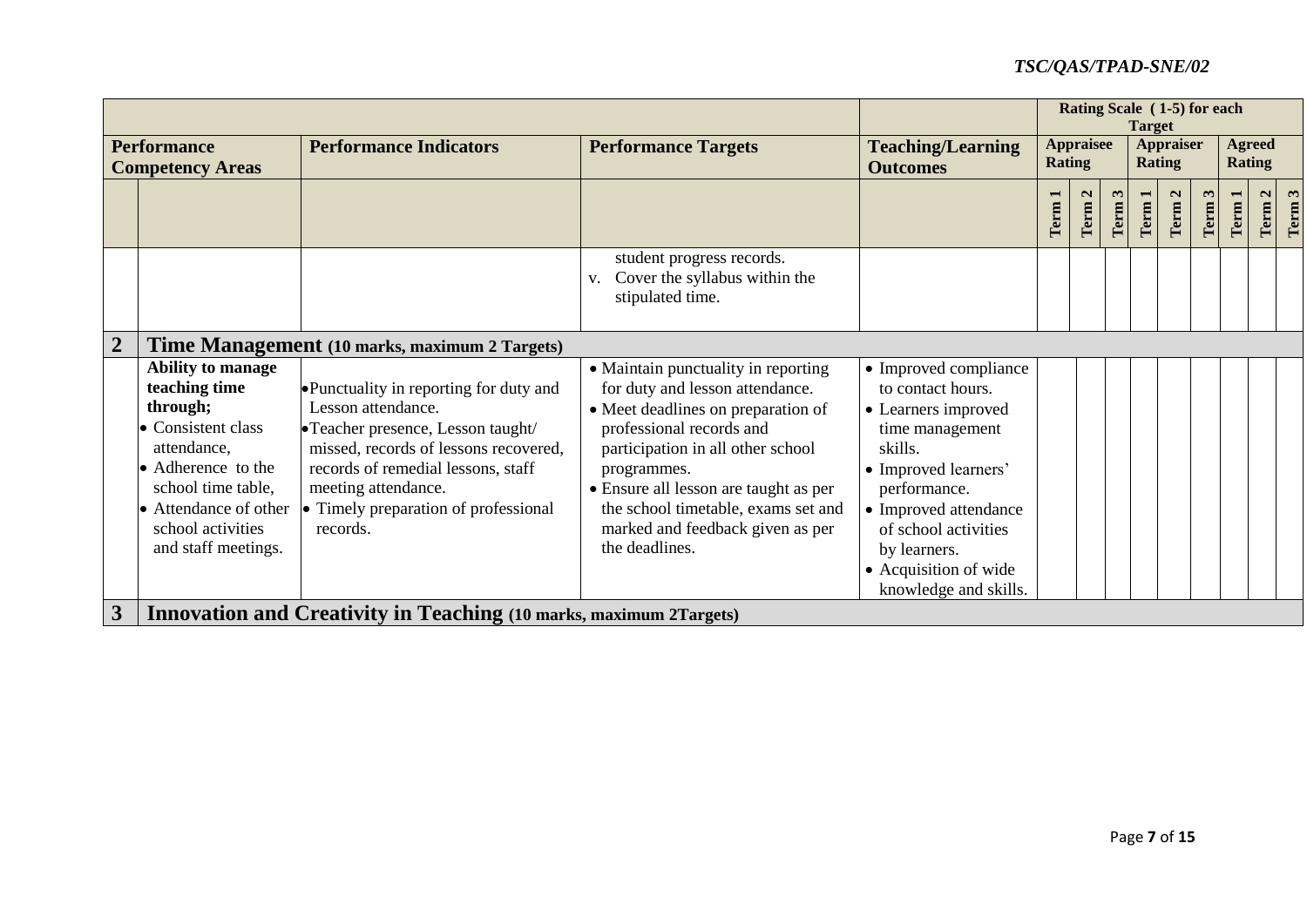| | | | | | Rating Scale ( 1-5) for each Target | | | | | | | | |
|---|---|---|---|---|---|---|---|---|---|---|---|---|---|
| | Performance Competency Areas | Performance Indicators | Performance Targets | Teaching/Learning Outcomes | Appraisee Rating | | | Appraiser Rating | | | Agreed Rating | | |
| | | | | | Term 1 | Term 2 | Term 3 | Term 1 | Term 2 | Term 3 | Term 1 | Term 2 | Term 3 |
| | | | student progress records.<br>v. Cover the syllabus within the stipulated time. | | | | | | | | | | |
| **2** | **Time Management** (10 marks, maximum 2 Targets) | | | | | | | | | | | | |
| | **Ability to manage teaching time through;**<br>• Consistent class attendance,<br>• Adherence to the school time table,<br>• Attendance of other school activities and staff meetings. | • Punctuality in reporting for duty and Lesson attendance.<br>• Teacher presence, Lesson taught/ missed, records of lessons recovered, records of remedial lessons, staff meeting attendance.<br>• Timely preparation of professional records. | • Maintain punctuality in reporting for duty and lesson attendance.<br>• Meet deadlines on preparation of professional records and participation in all other school programmes.<br>• Ensure all lesson are taught as per the school timetable, exams set and marked and feedback given as per the deadlines. | • Improved compliance to contact hours.<br>• Learners improved time management skills.<br>• Improved learners' performance.<br>• Improved attendance of school activities by learners.<br>• Acquisition of wide knowledge and skills. | | | | | | | | | |
| **3** | **Innovation and Creativity in Teaching** (10 marks, maximum 2Targets) | | | | | | | | | | | | |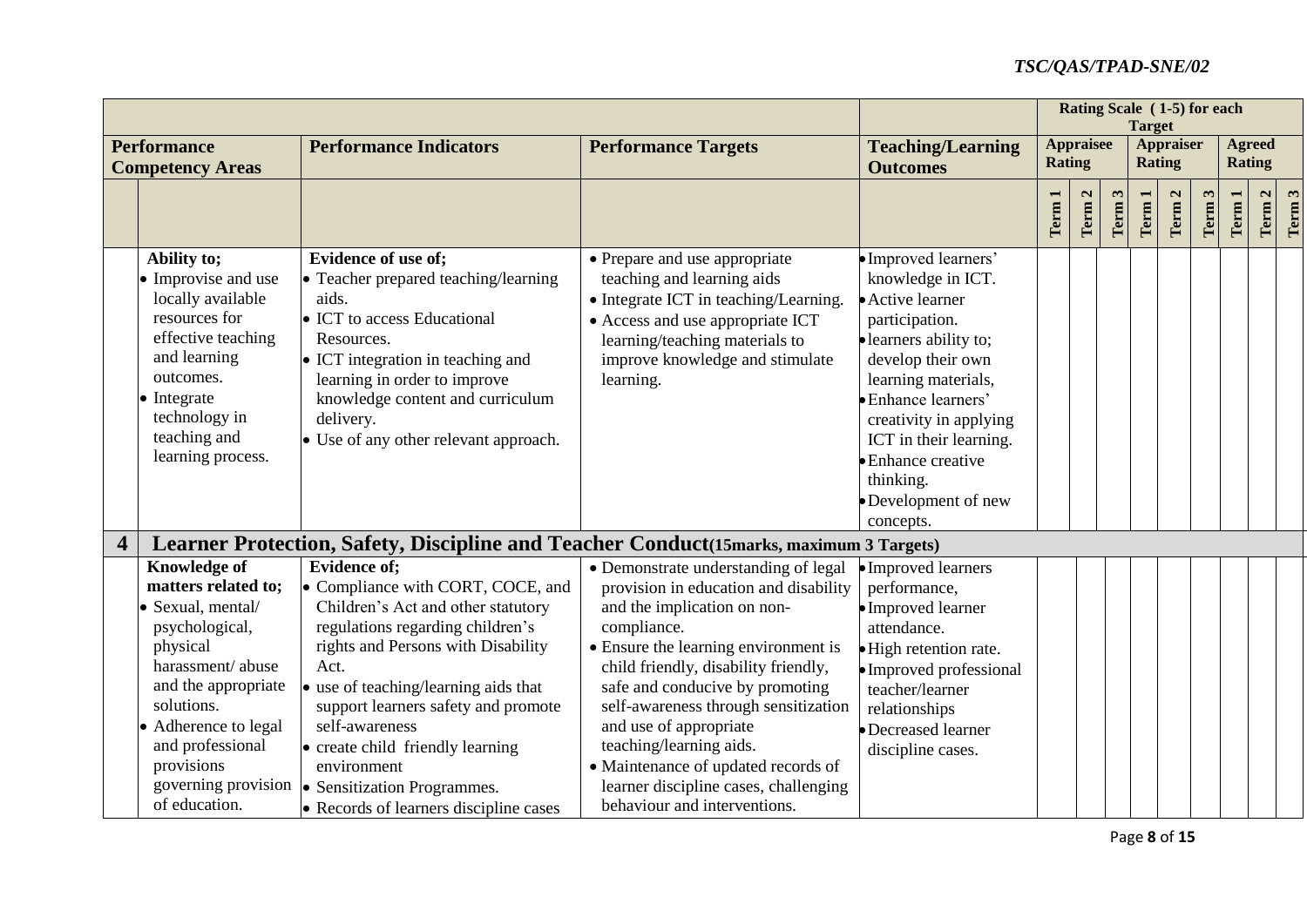| | Performance Competency Areas | Performance Indicators | Performance Targets | Teaching/Learning Outcomes | Rating Scale (1-5) for each Target | | | | | | | | |
|---|---|---|---|---|---|---|---|---|---|---|---|---|---|
| | | | | | Appraisee Rating | | | Appraiser Rating | | | Agreed Rating | | |
| | | | | | Term 1 | Term 2 | Term 3 | Term 1 | Term 2 | Term 3 | Term 1 | Term 2 | Term 3 |
| | **Ability to;** • Improvise and use locally available resources for effective teaching and learning outcomes. • Integrate technology in teaching and learning process. | **Evidence of use of;** • Teacher prepared teaching/learning aids. • ICT to access Educational Resources. • ICT integration in teaching and learning in order to improve knowledge content and curriculum delivery. • Use of any other relevant approach. | • Prepare and use appropriate teaching and learning aids • Integrate ICT in teaching/Learning. • Access and use appropriate ICT learning/teaching materials to improve knowledge and stimulate learning. | • Improved learners' knowledge in ICT. • Active learner participation. • learners ability to; develop their own learning materials, • Enhance learners' creativity in applying ICT in their learning. • Enhance creative thinking. • Development of new concepts. | | | | | | | | | |
| **4** | **Learner Protection, Safety, Discipline and Teacher Conduct(15marks, maximum 3 Targets)** | | | | | | | | | | | | |
| | **Knowledge of matters related to;** • Sexual, mental/ psychological, physical harassment/ abuse and the appropriate solutions. • Adherence to legal and professional provisions governing provision of education. | **Evidence of;** • Compliance with CORT, COCE, and Children's Act and other statutory regulations regarding children's rights and Persons with Disability Act. • use of teaching/learning aids that support learners safety and promote self-awareness • create child friendly learning environment • Sensitization Programmes. • Records of learners discipline cases | • Demonstrate understanding of legal provision in education and disability and the implication on non-compliance. • Ensure the learning environment is child friendly, disability friendly, safe and conducive by promoting self-awareness through sensitization and use of appropriate teaching/learning aids. • Maintenance of updated records of learner discipline cases, challenging behaviour and interventions. | • Improved learners performance, • Improved learner attendance. • High retention rate. • Improved professional teacher/learner relationships • Decreased learner discipline cases. | | | | | | | | | |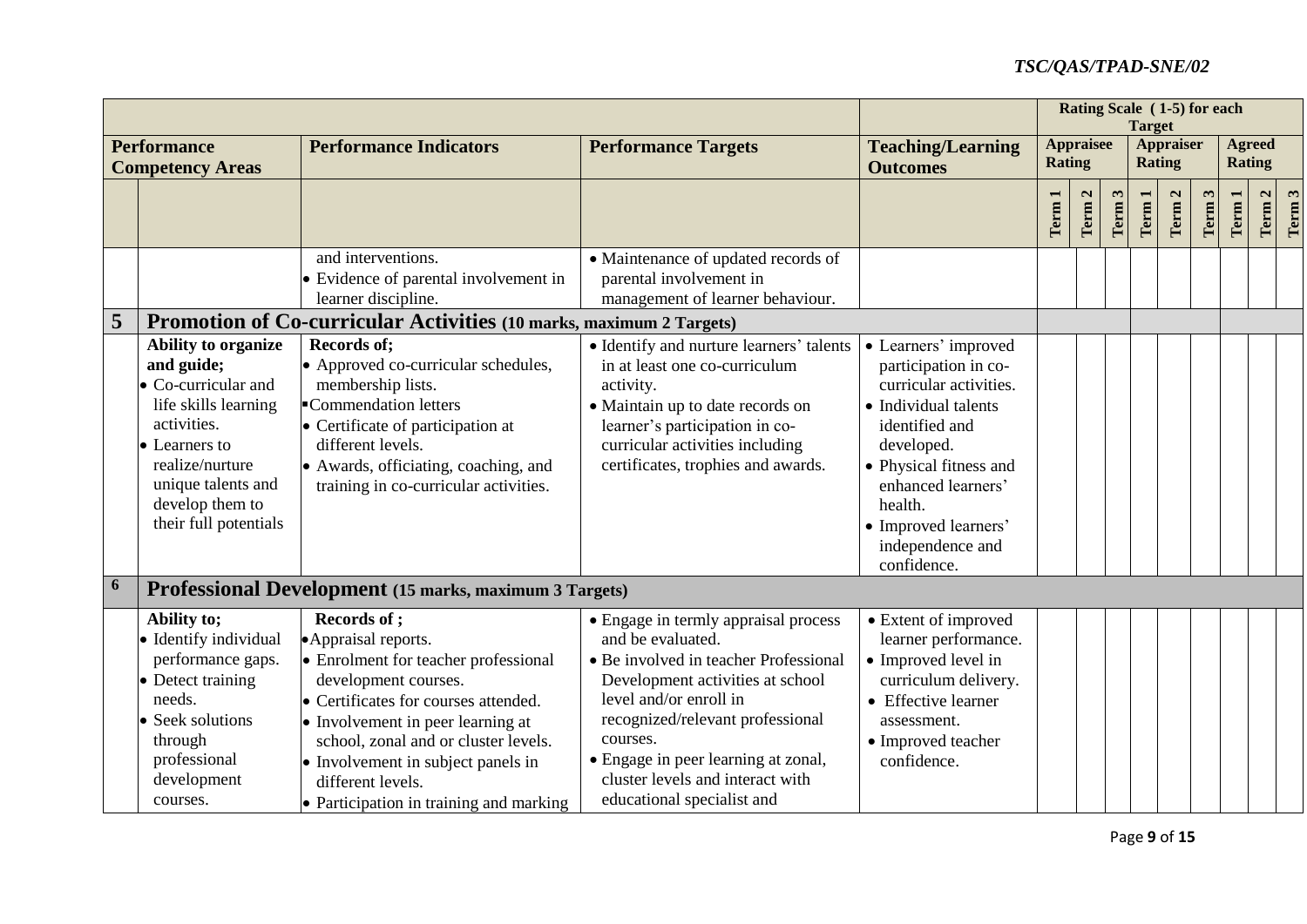| | | | | | Rating Scale (1-5) for each Target | | | | | | | | |
|---|---|---|---|---|---|---|---|---|---|---|---|---|---|
| | **Performance Competency Areas** | **Performance Indicators** | **Performance Targets** | **Teaching/Learning Outcomes** | **Appraisee Rating** | | | **Appraiser Rating** | | | **Agreed Rating** | | |
| | | | | | Term 1 | Term 2 | Term 3 | Term 1 | Term 2 | Term 3 | Term 1 | Term 2 | Term 3 |
| | | and interventions.<br>• Evidence of parental involvement in learner discipline. | • Maintenance of updated records of parental involvement in management of learner behaviour. | | | | | | | | | | |
| **5** | **Promotion of Co-curricular Activities (10 marks, maximum 2 Targets)** | | | | | | | | | | | | |
| | **Ability to organize and guide;**<br>• Co-curricular and life skills learning activities.<br>• Learners to realize/nurture unique talents and develop them to their full potentials | **Records of;**<br>• Approved co-curricular schedules, membership lists.<br>• Commendation letters<br>• Certificate of participation at different levels.<br>• Awards, officiating, coaching, and training in co-curricular activities. | • Identify and nurture learners' talents in at least one co-curriculum activity.<br>• Maintain up to date records on learner's participation in co-curricular activities including certificates, trophies and awards. | • Learners' improved participation in co-curricular activities.<br>• Individual talents identified and developed.<br>• Physical fitness and enhanced learners' health.<br>• Improved learners' independence and confidence. | | | | | | | | | |
| **6** | **Professional Development (15 marks, maximum 3 Targets)** | | | | | | | | | | | | |
| | **Ability to;**<br>• Identify individual performance gaps.<br>• Detect training needs.<br>• Seek solutions through professional development courses. | **Records of ;**<br>• Appraisal reports.<br>• Enrolment for teacher professional development courses.<br>• Certificates for courses attended.<br>• Involvement in peer learning at school, zonal and or cluster levels.<br>• Involvement in subject panels in different levels.<br>• Participation in training and marking | • Engage in termly appraisal process and be evaluated.<br>• Be involved in teacher Professional Development activities at school level and/or enroll in recognized/relevant professional courses.<br>• Engage in peer learning at zonal, cluster levels and interact with educational specialist and | • Extent of improved learner performance.<br>• Improved level in curriculum delivery.<br>• Effective learner assessment.<br>• Improved teacher confidence. | | | | | | | | | |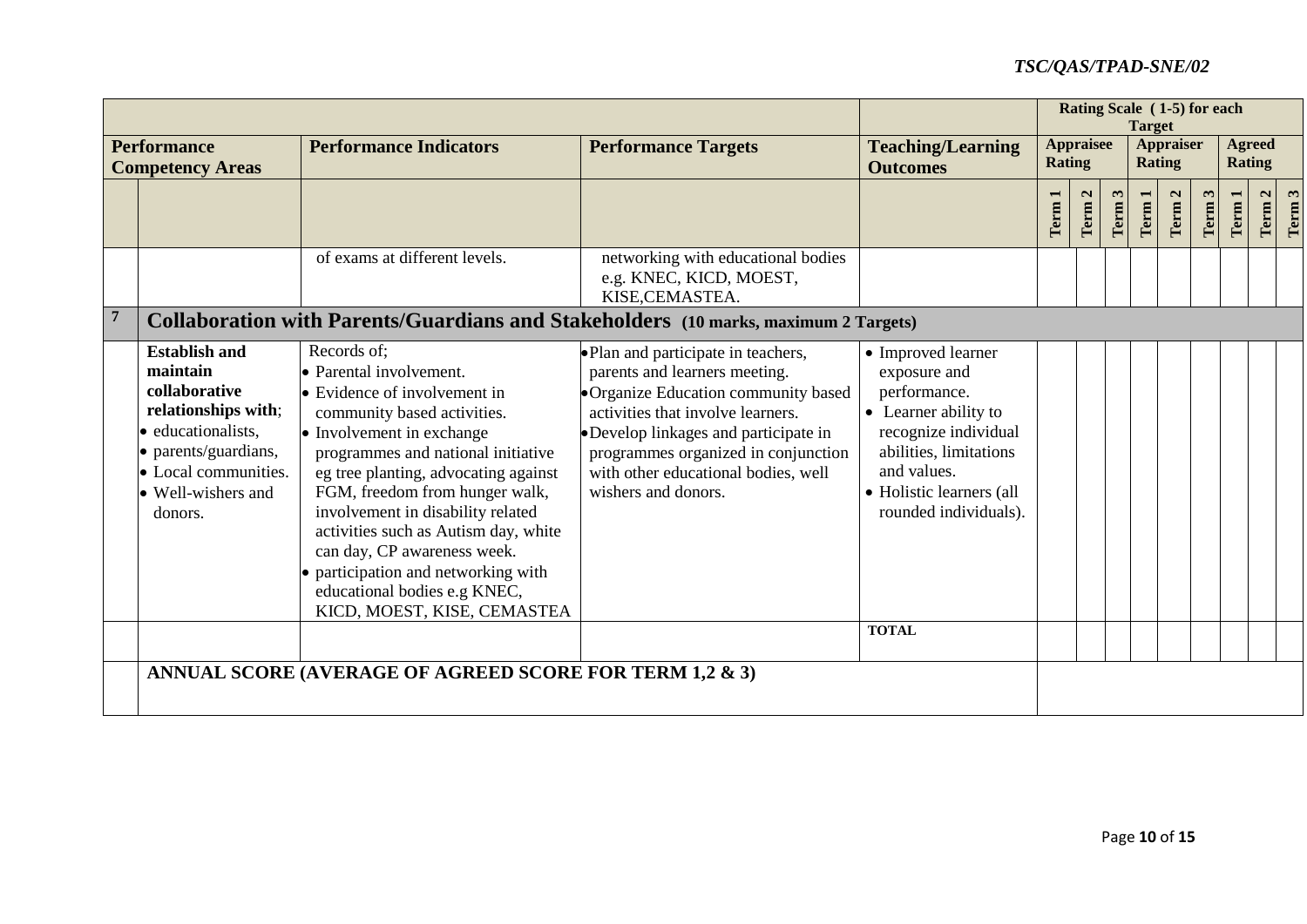| | Performance Competency Areas | Performance Indicators | Performance Targets | Teaching/Learning Outcomes | Rating Scale (1-5) for each Target | | | | | | | | |
|---|---|---|---|---|---|---|---|---|---|---|---|---|---|
| | | | | | Appraisee Rating | | | Appraiser Rating | | | Agreed Rating | | |
| | | | | | Term 1 | Term 2 | Term 3 | Term 1 | Term 2 | Term 3 | Term 1 | Term 2 | Term 3 |
| | | of exams at different levels. | networking with educational bodies e.g. KNEC, KICD, MOEST, KISE,CEMASTEA. | | | | | | | | | | |
| **7** | **Collaboration with Parents/Guardians and Stakeholders (10 marks, maximum 2 Targets)** | | | | | | | | | | | | |
| | **Establish and maintain collaborative relationships with**; <br>• educationalists, <br>• parents/guardians, <br>• Local communities. <br>• Well-wishers and donors. | Records of; <br>• Parental involvement. <br>• Evidence of involvement in community based activities. <br>• Involvement in exchange programmes and national initiative eg tree planting, advocating against FGM, freedom from hunger walk, involvement in disability related activities such as Autism day, white can day, CP awareness week. <br>• participation and networking with educational bodies e.g KNEC, KICD, MOEST, KISE, CEMASTEA | • Plan and participate in teachers, parents and learners meeting. <br>• Organize Education community based activities that involve learners. <br>• Develop linkages and participate in programmes organized in conjunction with other educational bodies, well wishers and donors. | • Improved learner exposure and performance. <br>• Learner ability to recognize individual abilities, limitations and values. <br>• Holistic learners (all rounded individuals). | | | | | | | | | |
| | | | | **TOTAL** | | | | | | | | | |
| | **ANNUAL SCORE (AVERAGE OF AGREED SCORE FOR TERM 1,2 & 3)** | | | | | | | | | | | | |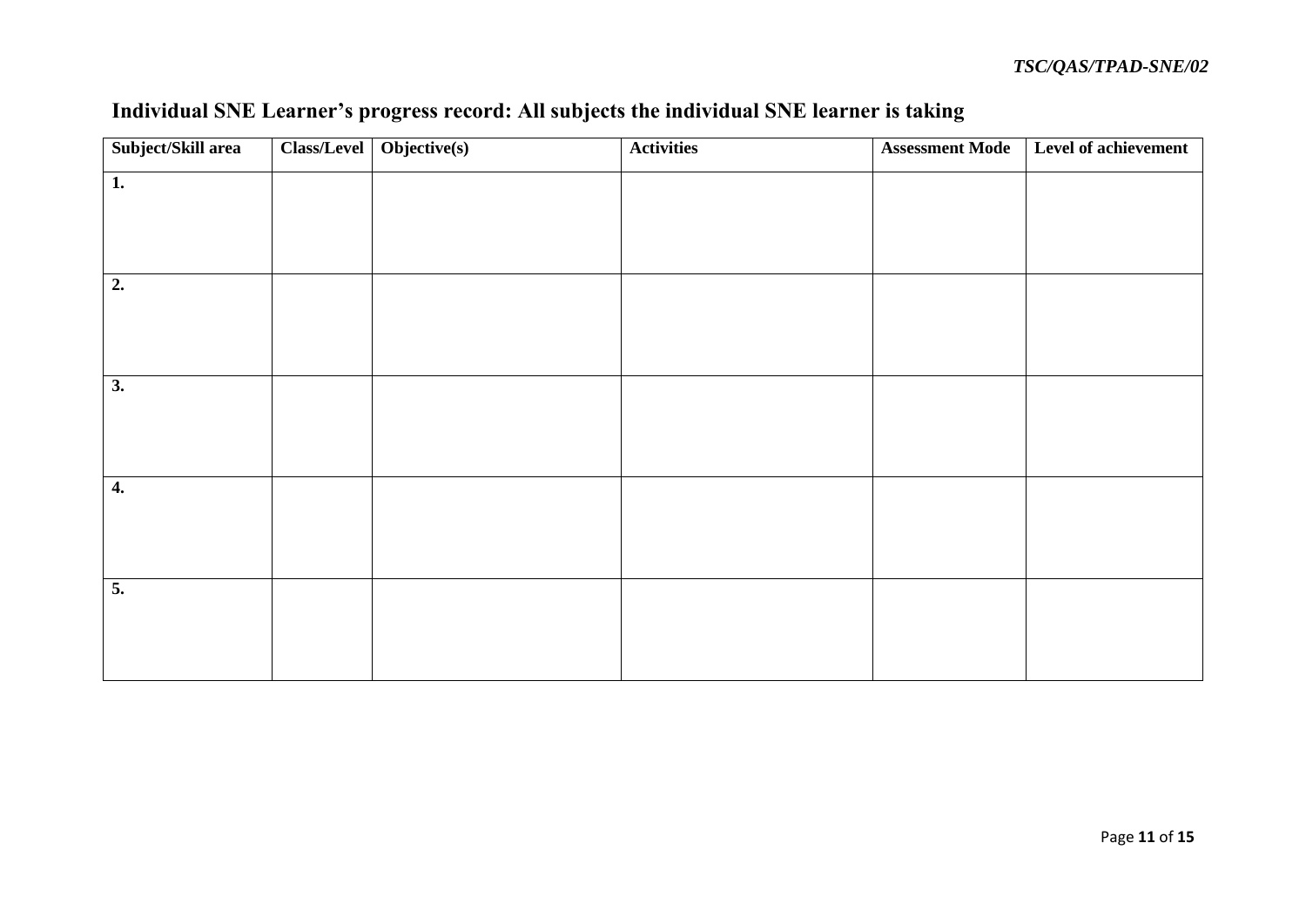## Individual SNE Learner's progress record: All subjects the individual SNE learner is taking

| Subject/Skill area | Class/Level | Objective(s) | Activities | Assessment Mode | Level of achievement |
|---|---|---|---|---|---|
| **1.** | | | | | |
| **2.** | | | | | |
| **3.** | | | | | |
| **4.** | | | | | |
| **5.** | | | | | |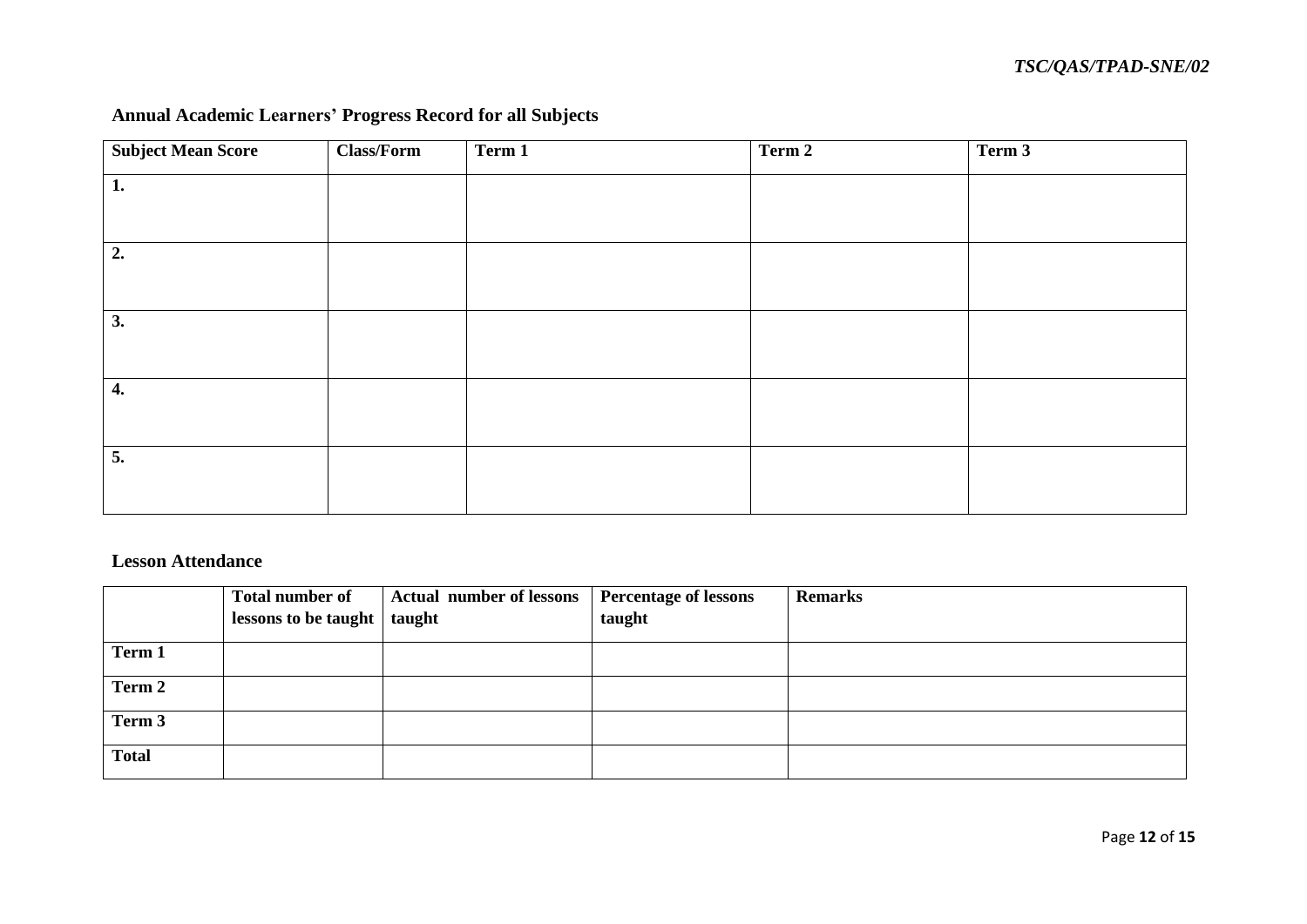## Annual Academic Learners' Progress Record for all Subjects

| Subject Mean Score | Class/Form | Term 1 | Term 2 | Term 3 |
|---|---|---|---|---|
| **1.** | | | | |
| **2.** | | | | |
| **3.** | | | | |
| **4.** | | | | |
| **5.** | | | | |

## Lesson Attendance

| | Total number of lessons to be taught | Actual number of lessons taught | Percentage of lessons taught | Remarks |
|---|---|---|---|---|
| **Term 1** | | | | |
| **Term 2** | | | | |
| **Term 3** | | | | |
| **Total** | | | | |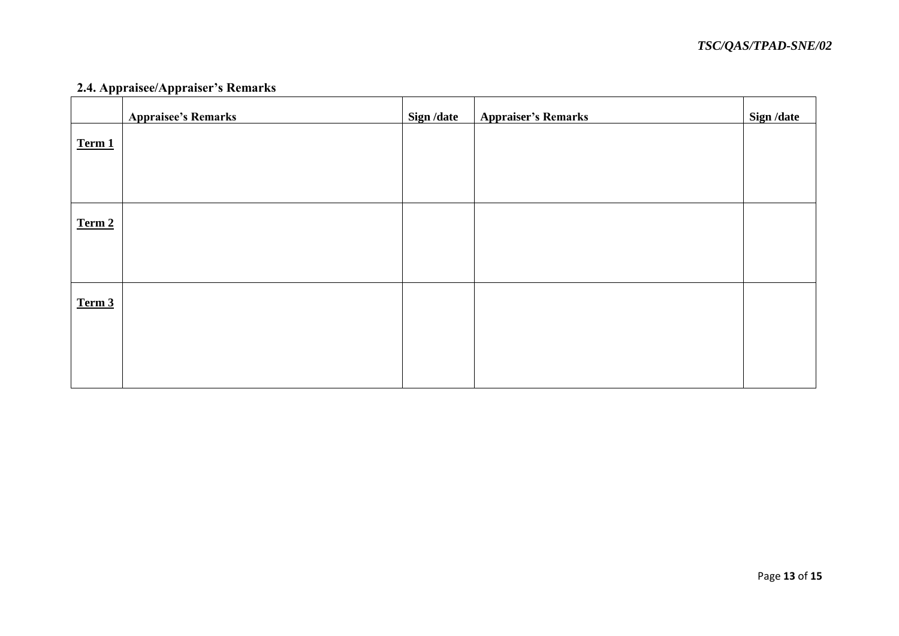### 2.4. Appraisee/Appraiser's Remarks

| | Appraisee's Remarks | Sign /date | Appraiser's Remarks | Sign /date |
|---|---|---|---|---|
| **Term 1** | | | | |
| **Term 2** | | | | |
| **Term 3** | | | | |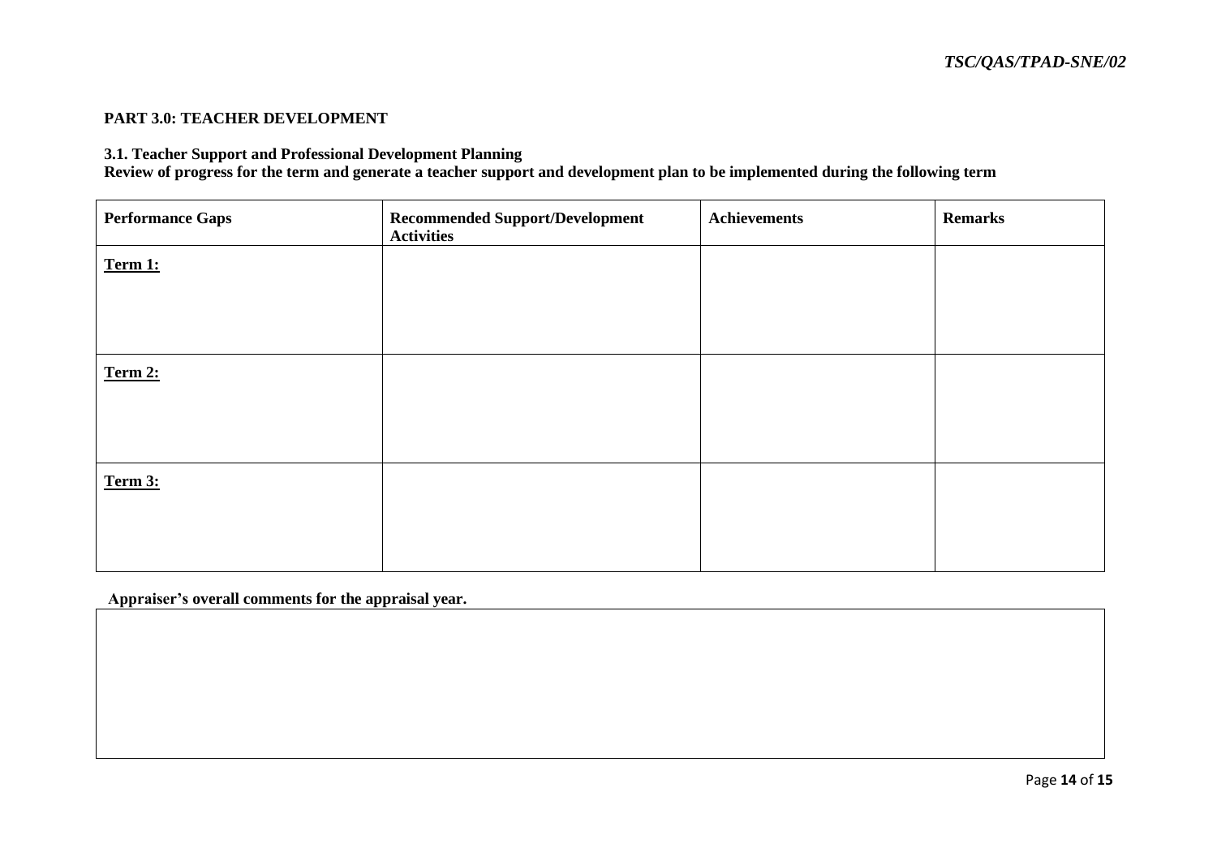**PART 3.0: TEACHER DEVELOPMENT**

**3.1. Teacher Support and Professional Development Planning**
**Review of progress for the term and generate a teacher support and development plan to be implemented during the following term**

| Performance Gaps | Recommended Support/Development Activities | Achievements | Remarks |
|---|---|---|---|
| **Term 1:** | | | |
| **Term 2:** | | | |
| **Term 3:** | | | |

**Appraiser's overall comments for the appraisal year.**

| |
|---|
| |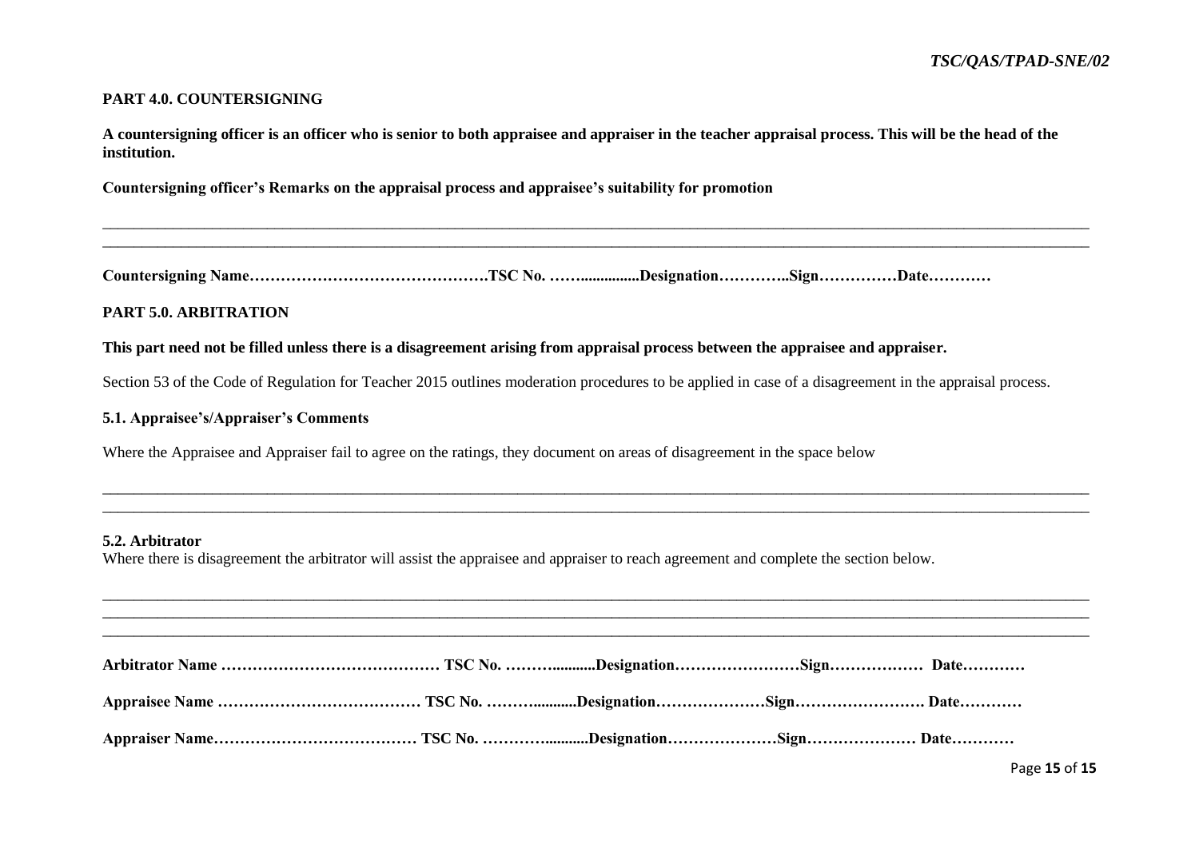**PART 4.0. COUNTERSIGNING**

**A countersigning officer is an officer who is senior to both appraisee and appraiser in the teacher appraisal process. This will be the head of the institution.**

**Countersigning officer's Remarks on the appraisal process and appraisee's suitability for promotion**

________________________________________________________________________________________________________________________________
________________________________________________________________________________________________________________________________

**Countersigning Name………………………………………TSC No. ……...............Designation…………..Sign……………Date…………**

**PART 5.0. ARBITRATION**

**This part need not be filled unless there is a disagreement arising from appraisal process between the appraisee and appraiser.**

Section 53 of the Code of Regulation for Teacher 2015 outlines moderation procedures to be applied in case of a disagreement in the appraisal process.

**5.1. Appraisee's/Appraiser's Comments**

Where the Appraisee and Appraiser fail to agree on the ratings, they document on areas of disagreement in the space below

________________________________________________________________________________________________________________________________
________________________________________________________________________________________________________________________________

**5.2. Arbitrator**

Where there is disagreement the arbitrator will assist the appraisee and appraiser to reach agreement and complete the section below.

________________________________________________________________________________________________________________________________
________________________________________________________________________________________________________________________________
________________________________________________________________________________________________________________________________

**Arbitrator Name …………………………………… TSC No. ……….........Designation……………………Sign……………… Date…………**

**Appraisee Name ………………………………… TSC No. ……….........Designation…………………Sign……………………. Date…………**

**Appraiser Name………………………………… TSC No. …………..........Designation…………………Sign………………… Date…………**